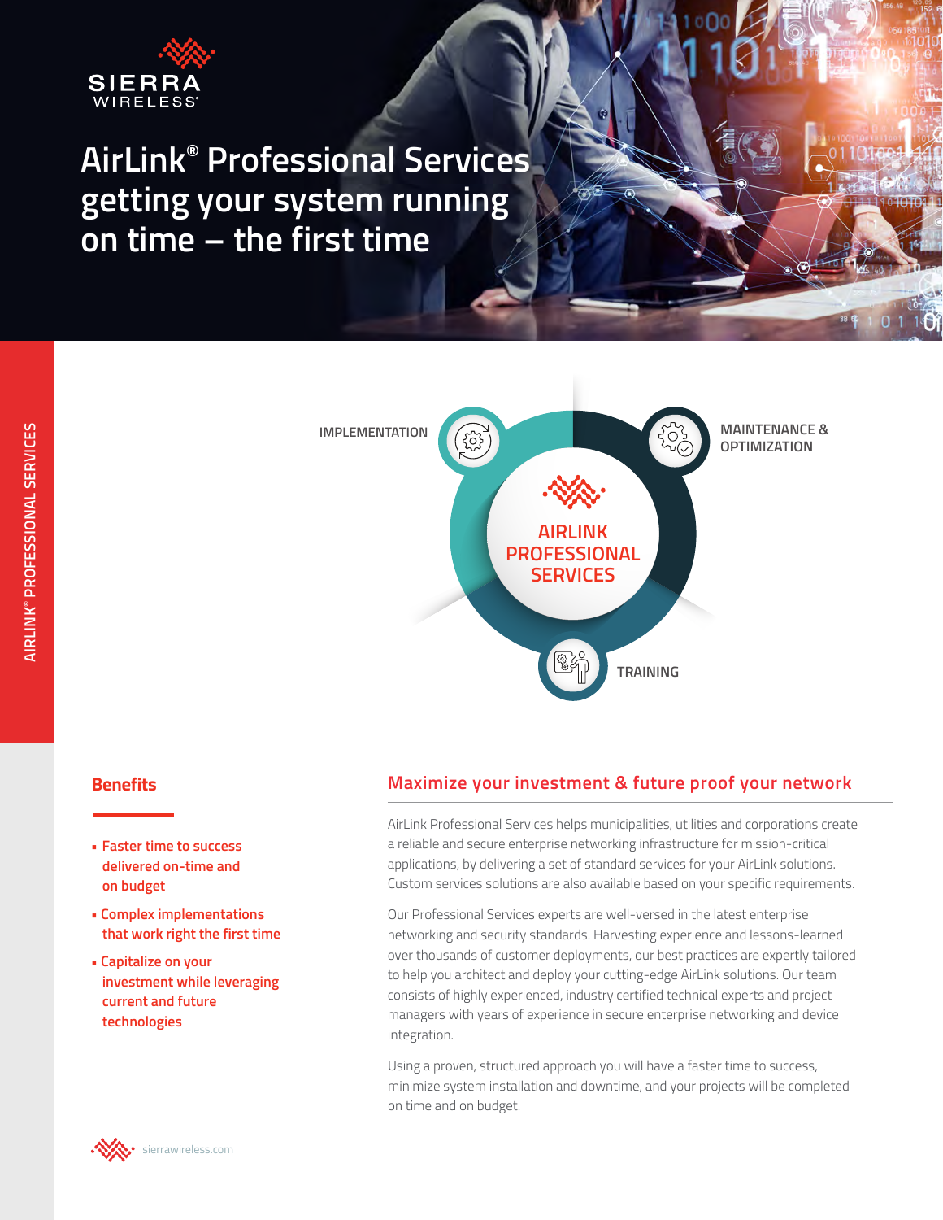# AirLink® Professional Services getting your system running on time – the first time

AIRLINK® PROFESSIONAL SERVICES

IMPLEMENTATION

MAINTENANCE & OPTIMIZATION

AIRLINK PROFESSIONAL SERVICES

TRAINING

## Benefits

- Faster time to success delivered on-time and on budget
- Complex implementations that work right the first time
- Capitalize on your investment while leveraging current and future technologies

## Maximize your investment & future proof your network

AirLink Professional Services helps municipalities, utilities and corporations create a reliable and secure enterprise networking infrastructure for mission-critical applications, by delivering a set of standard services for your AirLink solutions. Custom services solutions are also available based on your specific requirements.

Our Professional Services experts are well-versed in the latest enterprise networking and security standards. Harvesting experience and lessons-learned over thousands of customer deployments, our best practices are expertly tailored to help you architect and deploy your cutting-edge AirLink solutions. Our team consists of highly experienced, industry certified technical experts and project managers with years of experience in secure enterprise networking and device integration.

Using a proven, structured approach you will have a faster time to success, minimize system installation and downtime, and your projects will be completed on time and on budget.

sierrawireless.com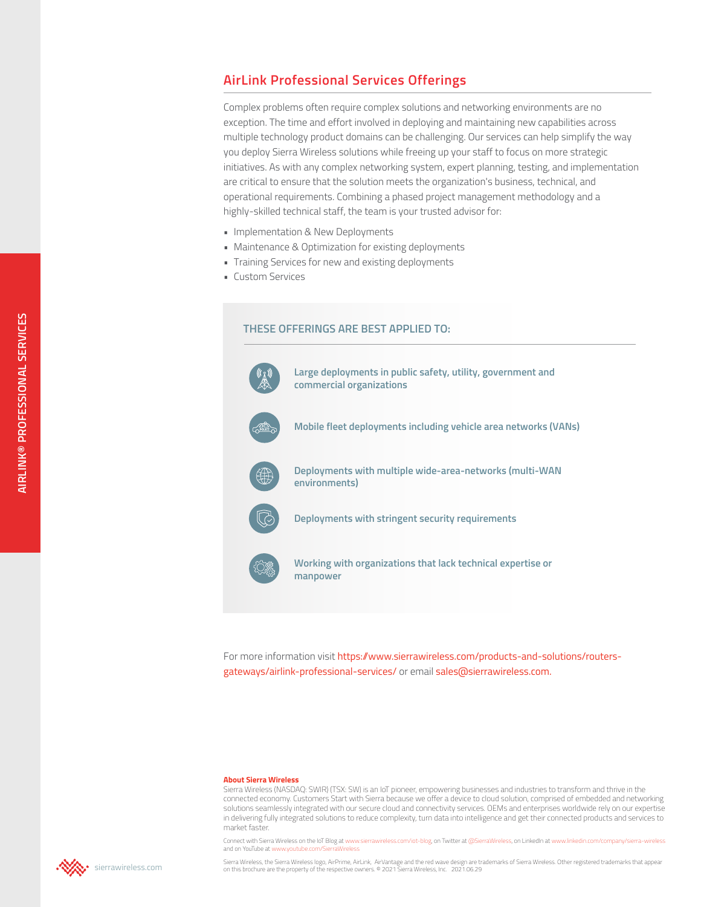## AirLink Professional Services Offerings

Complex problems often require complex solutions and networking environments are no exception. The time and effort involved in deploying and maintaining new capabilities across multiple technology product domains can be challenging. Our services can help simplify the way you deploy Sierra Wireless solutions while freeing up your staff to focus on more strategic initiatives. As with any complex networking system, expert planning, testing, and implementation are critical to ensure that the solution meets the organization's business, technical, and operational requirements. Combining a phased project management methodology and a highly-skilled technical staff, the team is your trusted advisor for:

- Implementation & New Deployments
- Maintenance & Optimization for existing deployments
- Training Services for new and existing deployments
- Custom Services

### THESE OFFERINGS ARE BEST APPLIED TO:

- **Large deployments in public safety, utility, government and commercial organizations**
- **Mobile fleet deployments including vehicle area networks (VANs)**
- **Deployments with multiple wide-area-networks (multi-WAN environments)**
- **Deployments with stringent security requirements**
- **Working with organizations that lack technical expertise or manpower**

For more information visit https://www.sierrawireless.com/products-and-solutions/routers-gateways/airlink-professional-services/ or email sales@sierrawireless.com.

**About Sierra Wireless**

Sierra Wireless (NASDAQ: SWIR) (TSX: SW) is an IoT pioneer, empowering businesses and industries to transform and thrive in the connected economy. Customers Start with Sierra because we offer a device to cloud solution, comprised of embedded and networking solutions seamlessly integrated with our secure cloud and connectivity services. OEMs and enterprises worldwide rely on our expertise in delivering fully integrated solutions to reduce complexity, turn data into intelligence and get their connected products and services to market faster.

Connect with Sierra Wireless on the IoT Blog at www.sierrawireless.com/iot-blog, on Twitter at @SierraWireless, on LinkedIn at www.linkedin.com/company/sierra-wireless and on YouTube at www.youtube.com/SierraWireless

Sierra Wireless, the Sierra Wireless logo, AirPrime, AirLink, AirVantage and the red wave design are trademarks of Sierra Wireless. Other registered trademarks that appear on this brochure are the property of the respective owners. © 2021 Sierra Wireless, Inc. 2021.06.29

sierrawireless.com